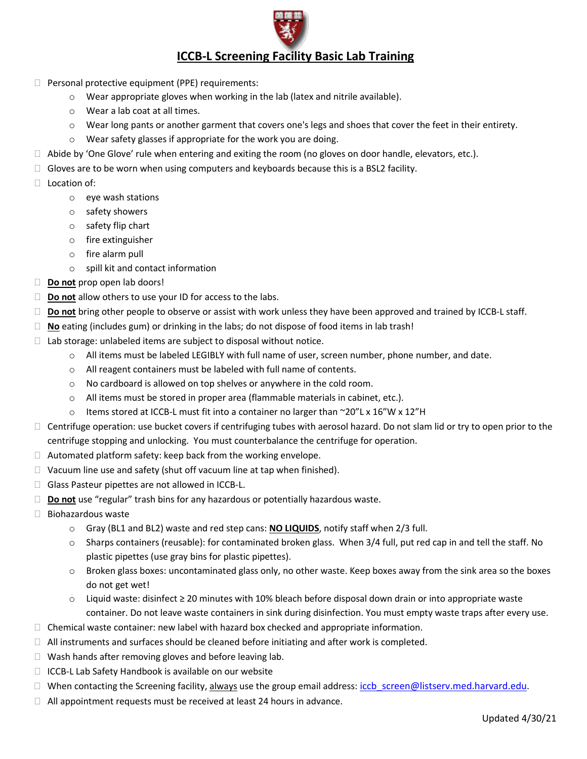# ICCB-L Screening Facility Basic Lab Training

- Personal protective equipment (PPE) requirements:
  - Wear appropriate gloves when working in the lab (latex and nitrile available).
  - Wear a lab coat at all times.
  - Wear long pants or another garment that covers one's legs and shoes that cover the feet in their entirety.
  - Wear safety glasses if appropriate for the work you are doing.
- Abide by 'One Glove' rule when entering and exiting the room (no gloves on door handle, elevators, etc.).
- Gloves are to be worn when using computers and keyboards because this is a BSL2 facility.
- Location of:
  - eye wash stations
  - safety showers
  - safety flip chart
  - fire extinguisher
  - fire alarm pull
  - spill kit and contact information
- **Do not** prop open lab doors!
- **Do not** allow others to use your ID for access to the labs.
- **Do not** bring other people to observe or assist with work unless they have been approved and trained by ICCB-L staff.
- **No** eating (includes gum) or drinking in the labs; do not dispose of food items in lab trash!
- Lab storage: unlabeled items are subject to disposal without notice.
  - All items must be labeled LEGIBLY with full name of user, screen number, phone number, and date.
  - All reagent containers must be labeled with full name of contents.
  - No cardboard is allowed on top shelves or anywhere in the cold room.
  - All items must be stored in proper area (flammable materials in cabinet, etc.).
  - Items stored at ICCB-L must fit into a container no larger than ~20"L x 16"W x 12"H
- Centrifuge operation: use bucket covers if centrifuging tubes with aerosol hazard. Do not slam lid or try to open prior to the centrifuge stopping and unlocking. You must counterbalance the centrifuge for operation.
- Automated platform safety: keep back from the working envelope.
- Vacuum line use and safety (shut off vacuum line at tap when finished).
- Glass Pasteur pipettes are not allowed in ICCB-L.
- **Do not** use "regular" trash bins for any hazardous or potentially hazardous waste.
- Biohazardous waste
  - Gray (BL1 and BL2) waste and red step cans: **NO LIQUIDS**, notify staff when 2/3 full.
  - Sharps containers (reusable): for contaminated broken glass. When 3/4 full, put red cap in and tell the staff. No plastic pipettes (use gray bins for plastic pipettes).
  - Broken glass boxes: uncontaminated glass only, no other waste. Keep boxes away from the sink area so the boxes do not get wet!
  - Liquid waste: disinfect ≥ 20 minutes with 10% bleach before disposal down drain or into appropriate waste container. Do not leave waste containers in sink during disinfection. You must empty waste traps after every use.
- Chemical waste container: new label with hazard box checked and appropriate information.
- All instruments and surfaces should be cleaned before initiating and after work is completed.
- Wash hands after removing gloves and before leaving lab.
- ICCB-L Lab Safety Handbook is available on our website
- When contacting the Screening facility, always use the group email address: iccb_screen@listserv.med.harvard.edu.
- All appointment requests must be received at least 24 hours in advance.

Updated 4/30/21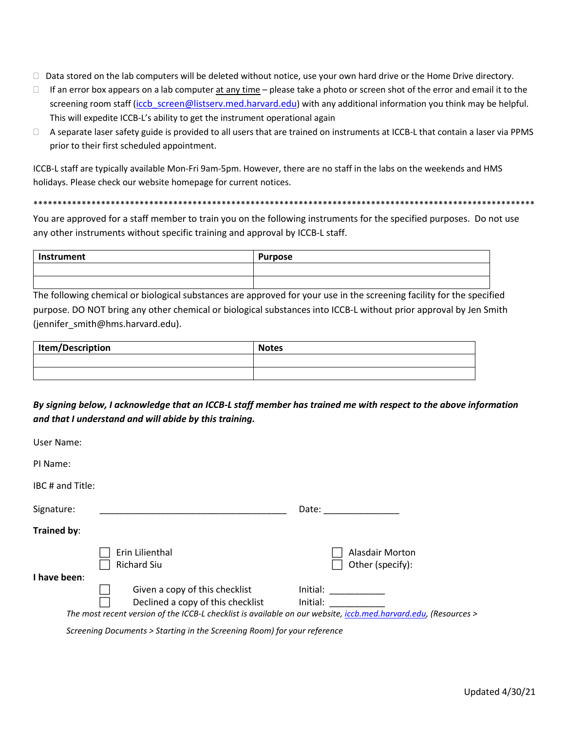- ☐ Data stored on the lab computers will be deleted without notice, use your own hard drive or the Home Drive directory.
- ☐ If an error box appears on a lab computer at any time – please take a photo or screen shot of the error and email it to the screening room staff (iccb_screen@listserv.med.harvard.edu) with any additional information you think may be helpful. This will expedite ICCB-L's ability to get the instrument operational again
- ☐ A separate laser safety guide is provided to all users that are trained on instruments at ICCB-L that contain a laser via PPMS prior to their first scheduled appointment.

ICCB-L staff are typically available Mon-Fri 9am-5pm. However, there are no staff in the labs on the weekends and HMS holidays. Please check our website homepage for current notices.

*************************************************************************************************************

You are approved for a staff member to train you on the following instruments for the specified purposes. Do not use any other instruments without specific training and approval by ICCB-L staff.

| Instrument | Purpose |
|---|---|
| | |
| | |

The following chemical or biological substances are approved for your use in the screening facility for the specified purpose. DO NOT bring any other chemical or biological substances into ICCB-L without prior approval by Jen Smith (jennifer_smith@hms.harvard.edu).

| Item/Description | Notes |
|---|---|
| | |
| | |

***By signing below, I acknowledge that an ICCB-L staff member has trained me with respect to the above information and that I understand and will abide by this training.***

User Name:

PI Name:

IBC # and Title:

Signature: ______________________________________ Date: _______________

**Trained by**:

- ☐ Erin Lilienthal
- ☐ Richard Siu
- ☐ Alasdair Morton
- ☐ Other (specify):

**I have been**:

- ☐ Given a copy of this checklist Initial: ___________
- ☐ Declined a copy of this checklist Initial: ___________

*The most recent version of the ICCB-L checklist is available on our website, iccb.med.harvard.edu, (Resources > Screening Documents > Starting in the Screening Room) for your reference*

Updated 4/30/21